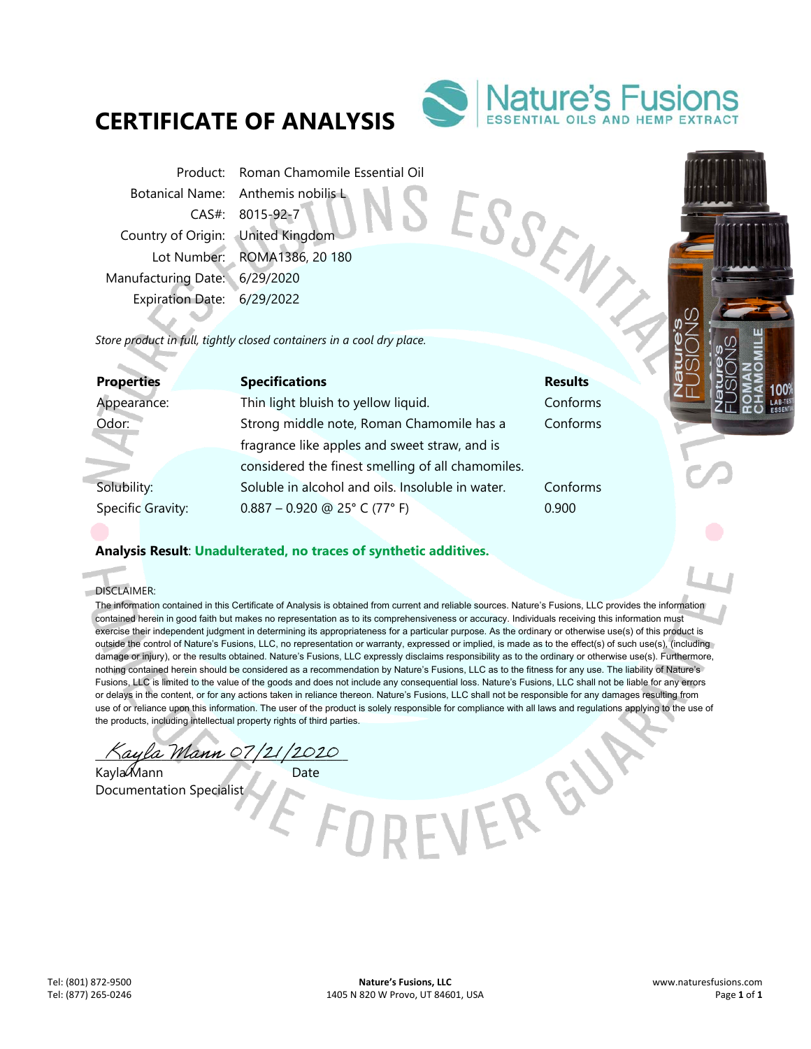# CERTIFICATE OF ANALYSIS

Nature's Fusions
ESSENTIAL OILS AND HEMP EXTRACT

| | |
|---|---|
| Product: | Roman Chamomile Essential Oil |
| Botanical Name: | Anthemis nobilis L |
| CAS#: | 8015-92-7 |
| Country of Origin: | United Kingdom |
| Lot Number: | ROMA1386, 20 180 |
| Manufacturing Date: | 6/29/2020 |
| Expiration Date: | 6/29/2022 |

*Store product in full, tightly closed containers in a cool dry place.*

| **Properties** | **Specifications** | **Results** |
|---|---|---|
| Appearance: | Thin light bluish to yellow liquid. | Conforms |
| Odor: | Strong middle note, Roman Chamomile has a fragrance like apples and sweet straw, and is considered the finest smelling of all chamomiles. | Conforms |
| Solubility: | Soluble in alcohol and oils. Insoluble in water. | Conforms |
| Specific Gravity: | 0.887 – 0.920 @ 25° C (77° F) | 0.900 |

**Analysis Result**: **Unadulterated, no traces of synthetic additives.**

DISCLAIMER:
The information contained in this Certificate of Analysis is obtained from current and reliable sources. Nature's Fusions, LLC provides the information contained herein in good faith but makes no representation as to its comprehensiveness or accuracy. Individuals receiving this information must exercise their independent judgment in determining its appropriateness for a particular purpose. As the ordinary or otherwise use(s) of this product is outside the control of Nature's Fusions, LLC, no representation or warranty, expressed or implied, is made as to the effect(s) of such use(s), (including damage or injury), or the results obtained. Nature's Fusions, LLC expressly disclaims responsibility as to the ordinary or otherwise use(s). Furthermore, nothing contained herein should be considered as a recommendation by Nature's Fusions, LLC as to the fitness for any use. The liability of Nature's Fusions, LLC is limited to the value of the goods and does not include any consequential loss. Nature's Fusions, LLC shall not be liable for any errors or delays in the content, or for any actions taken in reliance thereon. Nature's Fusions, LLC shall not be responsible for any damages resulting from use of or reliance upon this information. The user of the product is solely responsible for compliance with all laws and regulations applying to the use of the products, including intellectual property rights of third parties.

*Kayla Mann 07/21/2020*

Kayla Mann — Date
Documentation Specialist

Tel: (801) 872-9500
Tel: (877) 265-0246

**Nature's Fusions, LLC**
1405 N 820 W Provo, UT 84601, USA

www.naturesfusions.com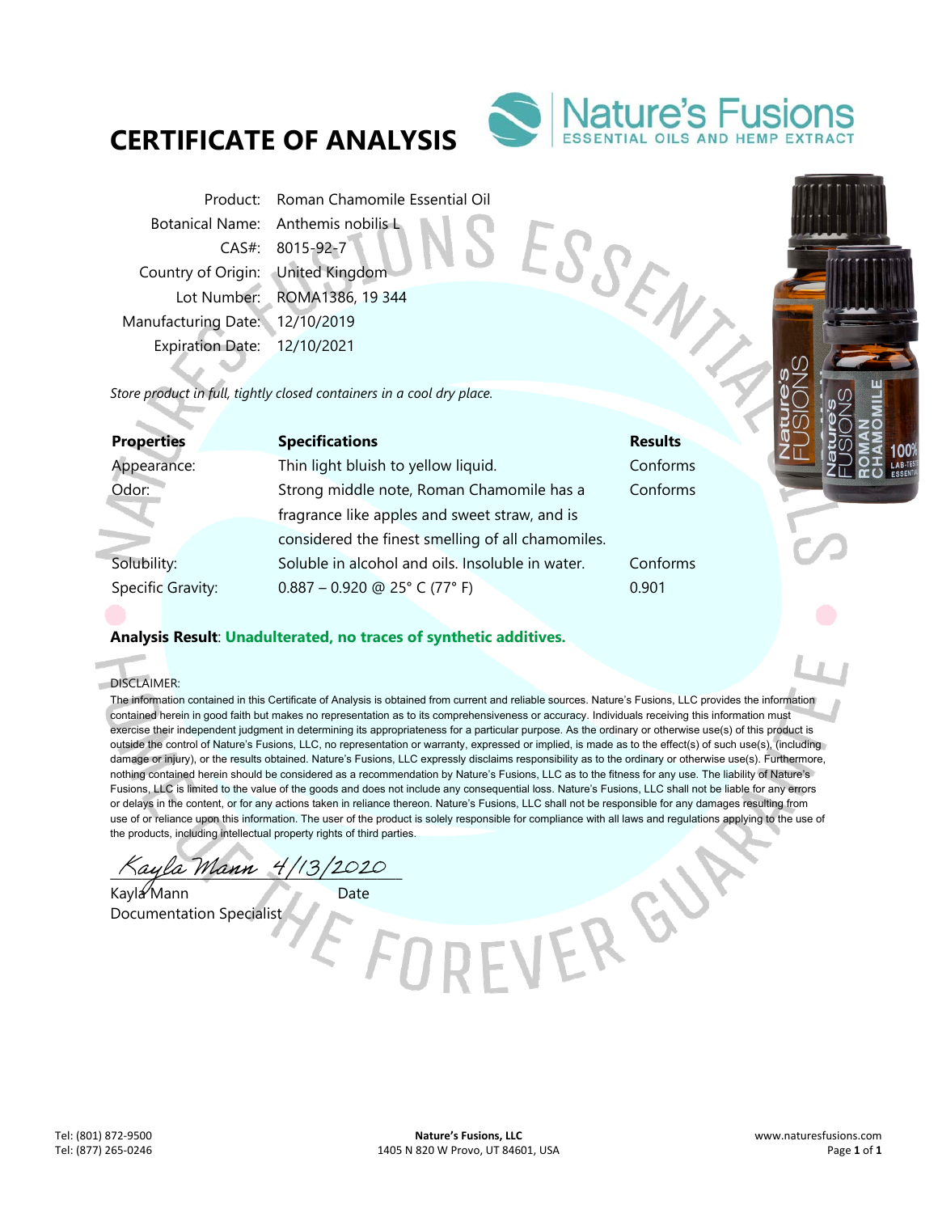# CERTIFICATE OF ANALYSIS

Nature's Fusions
ESSENTIAL OILS AND HEMP EXTRACT

| | |
|---|---|
| Product: | Roman Chamomile Essential Oil |
| Botanical Name: | Anthemis nobilis L |
| CAS#: | 8015-92-7 |
| Country of Origin: | United Kingdom |
| Lot Number: | ROMA1386, 19 344 |
| Manufacturing Date: | 12/10/2019 |
| Expiration Date: | 12/10/2021 |

*Store product in full, tightly closed containers in a cool dry place.*

| Properties | Specifications | Results |
|---|---|---|
| Appearance: | Thin light bluish to yellow liquid. | Conforms |
| Odor: | Strong middle note, Roman Chamomile has a fragrance like apples and sweet straw, and is considered the finest smelling of all chamomiles. | Conforms |
| Solubility: | Soluble in alcohol and oils. Insoluble in water. | Conforms |
| Specific Gravity: | 0.887 – 0.920 @ 25° C (77° F) | 0.901 |

**Analysis Result**: **Unadulterated, no traces of synthetic additives.**

DISCLAIMER:
The information contained in this Certificate of Analysis is obtained from current and reliable sources. Nature's Fusions, LLC provides the information contained herein in good faith but makes no representation as to its comprehensiveness or accuracy. Individuals receiving this information must exercise their independent judgment in determining its appropriateness for a particular purpose. As the ordinary or otherwise use(s) of this product is outside the control of Nature's Fusions, LLC, no representation or warranty, expressed or implied, is made as to the effect(s) of such use(s), (including damage or injury), or the results obtained. Nature's Fusions, LLC expressly disclaims responsibility as to the ordinary or otherwise use(s). Furthermore, nothing contained herein should be considered as a recommendation by Nature's Fusions, LLC as to the fitness for any use. The liability of Nature's Fusions, LLC is limited to the value of the goods and does not include any consequential loss. Nature's Fusions, LLC shall not be liable for any errors or delays in the content, or for any actions taken in reliance thereon. Nature's Fusions, LLC shall not be responsible for any damages resulting from use of or reliance upon this information. The user of the product is solely responsible for compliance with all laws and regulations applying to the use of the products, including intellectual property rights of third parties.

Kayla Mann 4/13/2020

Kayla Mann — Date
Documentation Specialist

Tel: (801) 872-9500
Tel: (877) 265-0246

**Nature's Fusions, LLC**
1405 N 820 W Provo, UT 84601, USA

www.naturesfusions.com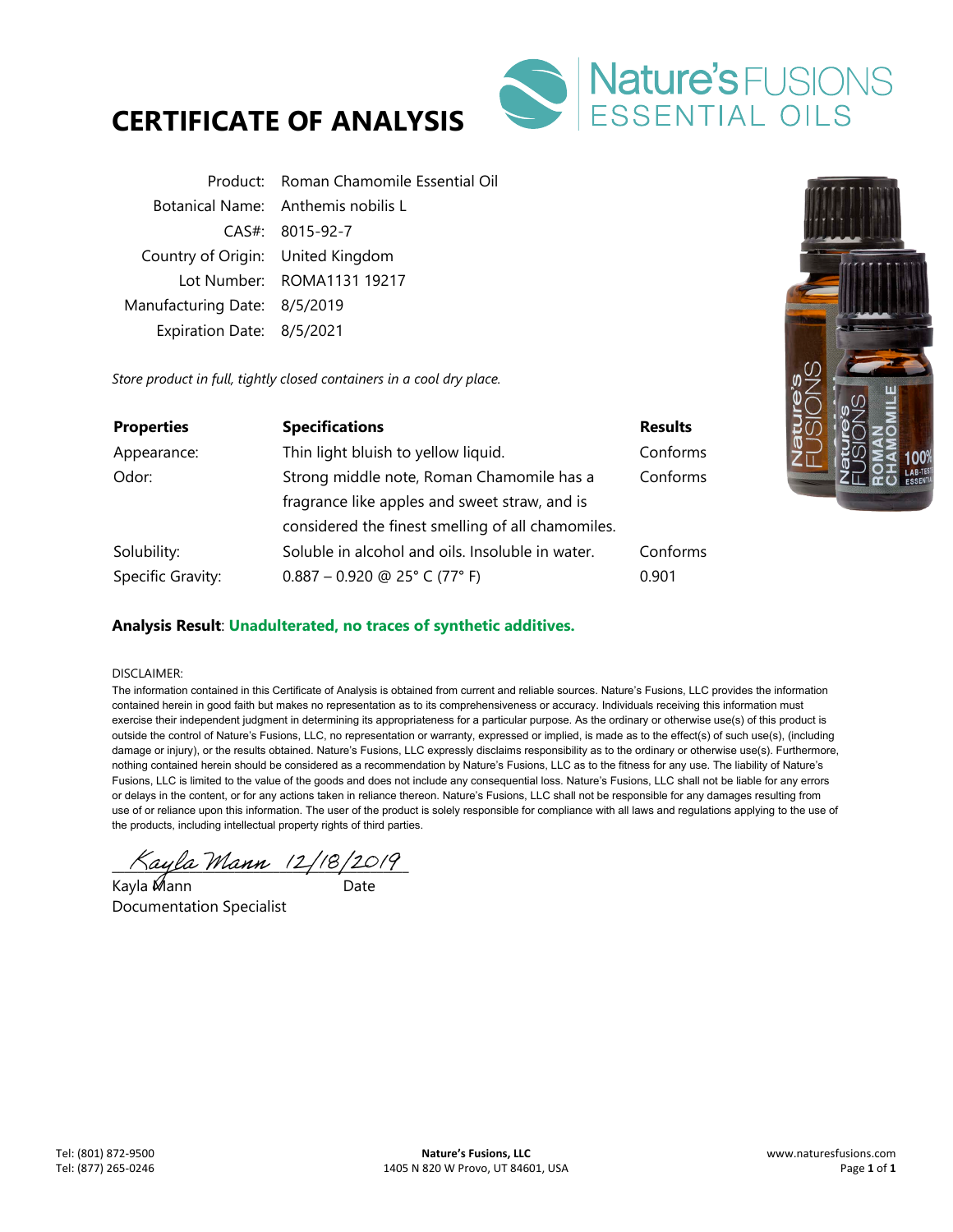# CERTIFICATE OF ANALYSIS

Nature's FUSIONS ESSENTIAL OILS

| | |
|---|---|
| Product: | Roman Chamomile Essential Oil |
| Botanical Name: | Anthemis nobilis L |
| CAS#: | 8015-92-7 |
| Country of Origin: | United Kingdom |
| Lot Number: | ROMA1131 19217 |
| Manufacturing Date: | 8/5/2019 |
| Expiration Date: | 8/5/2021 |

*Store product in full, tightly closed containers in a cool dry place.*

| Properties | Specifications | Results |
|---|---|---|
| Appearance: | Thin light bluish to yellow liquid. | Conforms |
| Odor: | Strong middle note, Roman Chamomile has a fragrance like apples and sweet straw, and is considered the finest smelling of all chamomiles. | Conforms |
| Solubility: | Soluble in alcohol and oils. Insoluble in water. | Conforms |
| Specific Gravity: | 0.887 – 0.920 @ 25° C (77° F) | 0.901 |

**Analysis Result**: **Unadulterated, no traces of synthetic additives.**

DISCLAIMER:
The information contained in this Certificate of Analysis is obtained from current and reliable sources. Nature's Fusions, LLC provides the information contained herein in good faith but makes no representation as to its comprehensiveness or accuracy. Individuals receiving this information must exercise their independent judgment in determining its appropriateness for a particular purpose. As the ordinary or otherwise use(s) of this product is outside the control of Nature's Fusions, LLC, no representation or warranty, expressed or implied, is made as to the effect(s) of such use(s), (including damage or injury), or the results obtained. Nature's Fusions, LLC expressly disclaims responsibility as to the ordinary or otherwise use(s). Furthermore, nothing contained herein should be considered as a recommendation by Nature's Fusions, LLC as to the fitness for any use. The liability of Nature's Fusions, LLC is limited to the value of the goods and does not include any consequential loss. Nature's Fusions, LLC shall not be liable for any errors or delays in the content, or for any actions taken in reliance thereon. Nature's Fusions, LLC shall not be responsible for any damages resulting from use of or reliance upon this information. The user of the product is solely responsible for compliance with all laws and regulations applying to the use of the products, including intellectual property rights of third parties.

Kayla Mann 12/18/2019

Kayla Mann — Date

Documentation Specialist

Tel: (801) 872-9500
Tel: (877) 265-0246

**Nature's Fusions, LLC**
1405 N 820 W Provo, UT 84601, USA

www.naturesfusions.com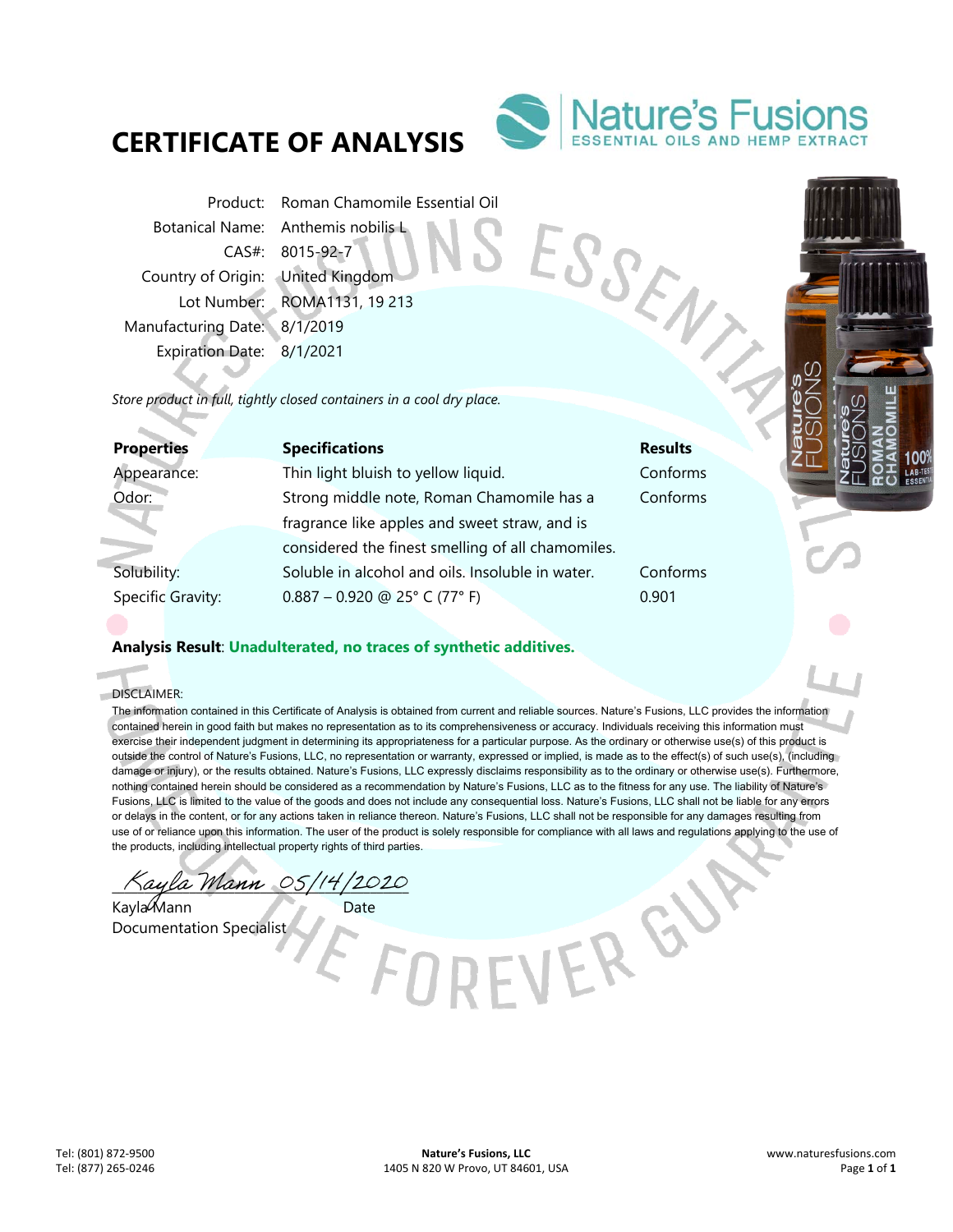# CERTIFICATE OF ANALYSIS

Product: Roman Chamomile Essential Oil
Botanical Name: Anthemis nobilis L
CAS#: 8015-92-7
Country of Origin: United Kingdom
Lot Number: ROMA1131, 19 213
Manufacturing Date: 8/1/2019
Expiration Date: 8/1/2021

*Store product in full, tightly closed containers in a cool dry place.*

| Properties | Specifications | Results |
|---|---|---|
| Appearance: | Thin light bluish to yellow liquid. | Conforms |
| Odor: | Strong middle note, Roman Chamomile has a fragrance like apples and sweet straw, and is considered the finest smelling of all chamomiles. | Conforms |
| Solubility: | Soluble in alcohol and oils. Insoluble in water. | Conforms |
| Specific Gravity: | 0.887 – 0.920 @ 25° C (77° F) | 0.901 |

**Analysis Result**: **Unadulterated, no traces of synthetic additives.**

DISCLAIMER:
The information contained in this Certificate of Analysis is obtained from current and reliable sources. Nature's Fusions, LLC provides the information contained herein in good faith but makes no representation as to its comprehensiveness or accuracy. Individuals receiving this information must exercise their independent judgment in determining its appropriateness for a particular purpose. As the ordinary or otherwise use(s) of this product is outside the control of Nature's Fusions, LLC, no representation or warranty, expressed or implied, is made as to the effect(s) of such use(s), (including damage or injury), or the results obtained. Nature's Fusions, LLC expressly disclaims responsibility as to the ordinary or otherwise use(s). Furthermore, nothing contained herein should be considered as a recommendation by Nature's Fusions, LLC as to the fitness for any use. The liability of Nature's Fusions, LLC is limited to the value of the goods and does not include any consequential loss. Nature's Fusions, LLC shall not be liable for any errors or delays in the content, or for any actions taken in reliance thereon. Nature's Fusions, LLC shall not be responsible for any damages resulting from use of or reliance upon this information. The user of the product is solely responsible for compliance with all laws and regulations applying to the use of the products, including intellectual property rights of third parties.

Kayla Mann 05/14/2020

Kayla Mann — Date
Documentation Specialist

Tel: (801) 872-9500
Tel: (877) 265-0246

**Nature's Fusions, LLC**
1405 N 820 W Provo, UT 84601, USA

www.naturesfusions.com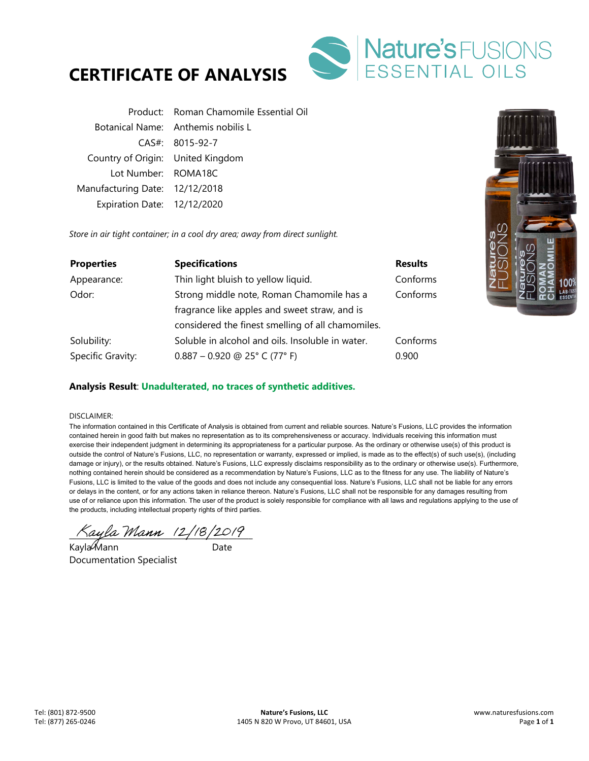# CERTIFICATE OF ANALYSIS

Nature's FUSIONS ESSENTIAL OILS

| | |
|---|---|
| Product: | Roman Chamomile Essential Oil |
| Botanical Name: | Anthemis nobilis L |
| CAS#: | 8015-92-7 |
| Country of Origin: | United Kingdom |
| Lot Number: | ROMA18C |
| Manufacturing Date: | 12/12/2018 |
| Expiration Date: | 12/12/2020 |

*Store in air tight container; in a cool dry area; away from direct sunlight.*

| **Properties** | **Specifications** | **Results** |
|---|---|---|
| Appearance: | Thin light bluish to yellow liquid. | Conforms |
| Odor: | Strong middle note, Roman Chamomile has a fragrance like apples and sweet straw, and is considered the finest smelling of all chamomiles. | Conforms |
| Solubility: | Soluble in alcohol and oils. Insoluble in water. | Conforms |
| Specific Gravity: | 0.887 – 0.920 @ 25° C (77° F) | 0.900 |

**Analysis Result**: **Unadulterated, no traces of synthetic additives.**

DISCLAIMER:

The information contained in this Certificate of Analysis is obtained from current and reliable sources. Nature's Fusions, LLC provides the information contained herein in good faith but makes no representation as to its comprehensiveness or accuracy. Individuals receiving this information must exercise their independent judgment in determining its appropriateness for a particular purpose. As the ordinary or otherwise use(s) of this product is outside the control of Nature's Fusions, LLC, no representation or warranty, expressed or implied, is made as to the effect(s) of such use(s), (including damage or injury), or the results obtained. Nature's Fusions, LLC expressly disclaims responsibility as to the ordinary or otherwise use(s). Furthermore, nothing contained herein should be considered as a recommendation by Nature's Fusions, LLC as to the fitness for any use. The liability of Nature's Fusions, LLC is limited to the value of the goods and does not include any consequential loss. Nature's Fusions, LLC shall not be liable for any errors or delays in the content, or for any actions taken in reliance thereon. Nature's Fusions, LLC shall not be responsible for any damages resulting from use of or reliance upon this information. The user of the product is solely responsible for compliance with all laws and regulations applying to the use of the products, including intellectual property rights of third parties.

Kayla Mann 12/18/2019

Kayla Mann — Date

Documentation Specialist

Tel: (801) 872-9500
Tel: (877) 265-0246

**Nature's Fusions, LLC**
1405 N 820 W Provo, UT 84601, USA

www.naturesfusions.com